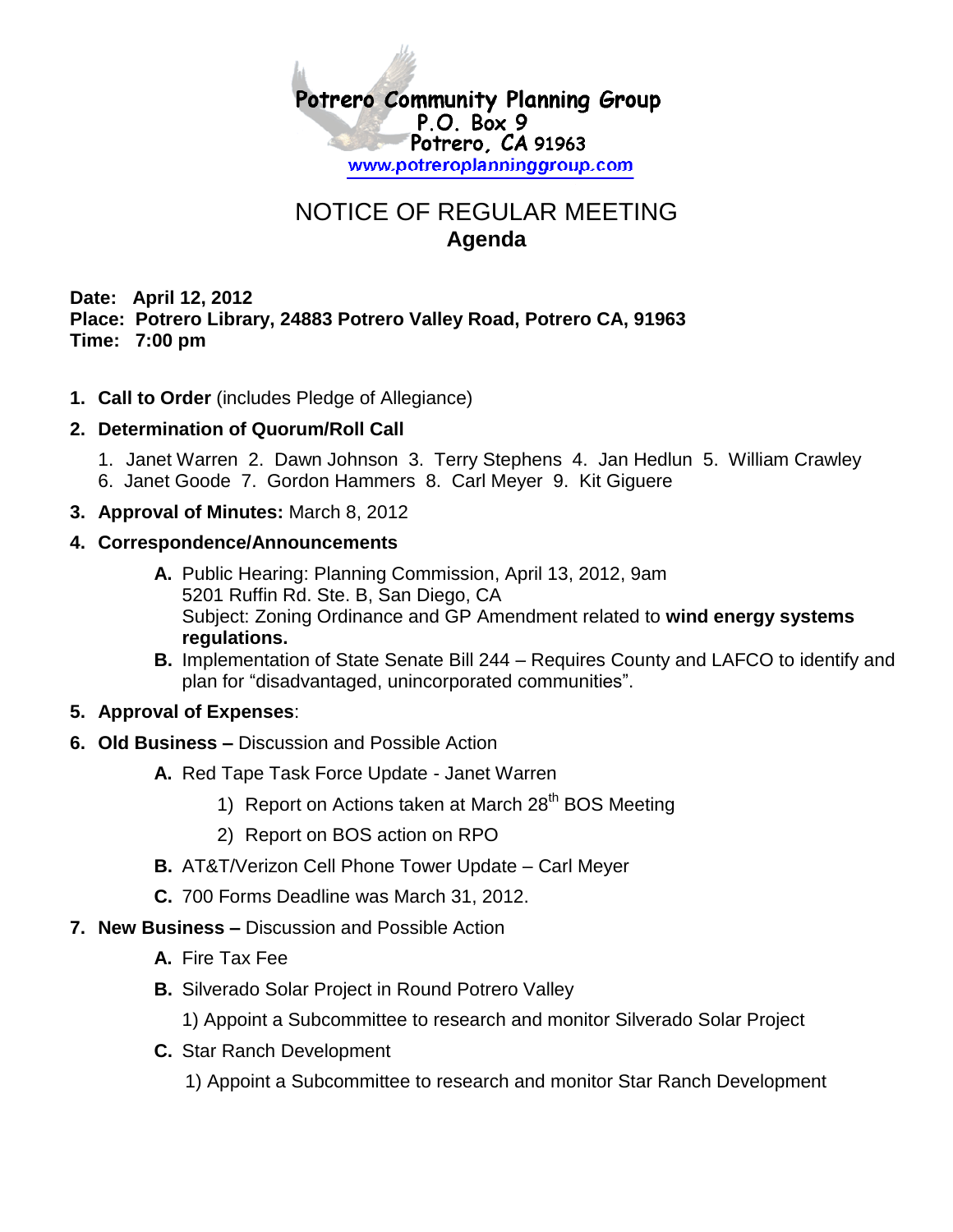**Potrero Community Planning Group**
P.O. Box 9
Potrero, CA 91963
www.potreroplanninggroup.com

# NOTICE OF REGULAR MEETING

## Agenda

**Date: April 12, 2012**
**Place: Potrero Library, 24883 Potrero Valley Road, Potrero CA, 91963**
**Time: 7:00 pm**

1. **Call to Order** (includes Pledge of Allegiance)
2. **Determination of Quorum/Roll Call**
   1. Janet Warren 2. Dawn Johnson 3. Terry Stephens 4. Jan Hedlun 5. William Crawley 6. Janet Goode 7. Gordon Hammers 8. Carl Meyer 9. Kit Giguere
3. **Approval of Minutes:** March 8, 2012
4. **Correspondence/Announcements**
   - **A.** Public Hearing: Planning Commission, April 13, 2012, 9am
     5201 Ruffin Rd. Ste. B, San Diego, CA
     Subject: Zoning Ordinance and GP Amendment related to **wind energy systems regulations.**
   - **B.** Implementation of State Senate Bill 244 – Requires County and LAFCO to identify and plan for "disadvantaged, unincorporated communities".
5. **Approval of Expenses**:
6. **Old Business –** Discussion and Possible Action
   - **A.** Red Tape Task Force Update - Janet Warren
     1) Report on Actions taken at March 28th BOS Meeting
     2) Report on BOS action on RPO
   - **B.** AT&T/Verizon Cell Phone Tower Update – Carl Meyer
   - **C.** 700 Forms Deadline was March 31, 2012.
7. **New Business –** Discussion and Possible Action
   - **A.** Fire Tax Fee
   - **B.** Silverado Solar Project in Round Potrero Valley
     1) Appoint a Subcommittee to research and monitor Silverado Solar Project
   - **C.** Star Ranch Development
     1) Appoint a Subcommittee to research and monitor Star Ranch Development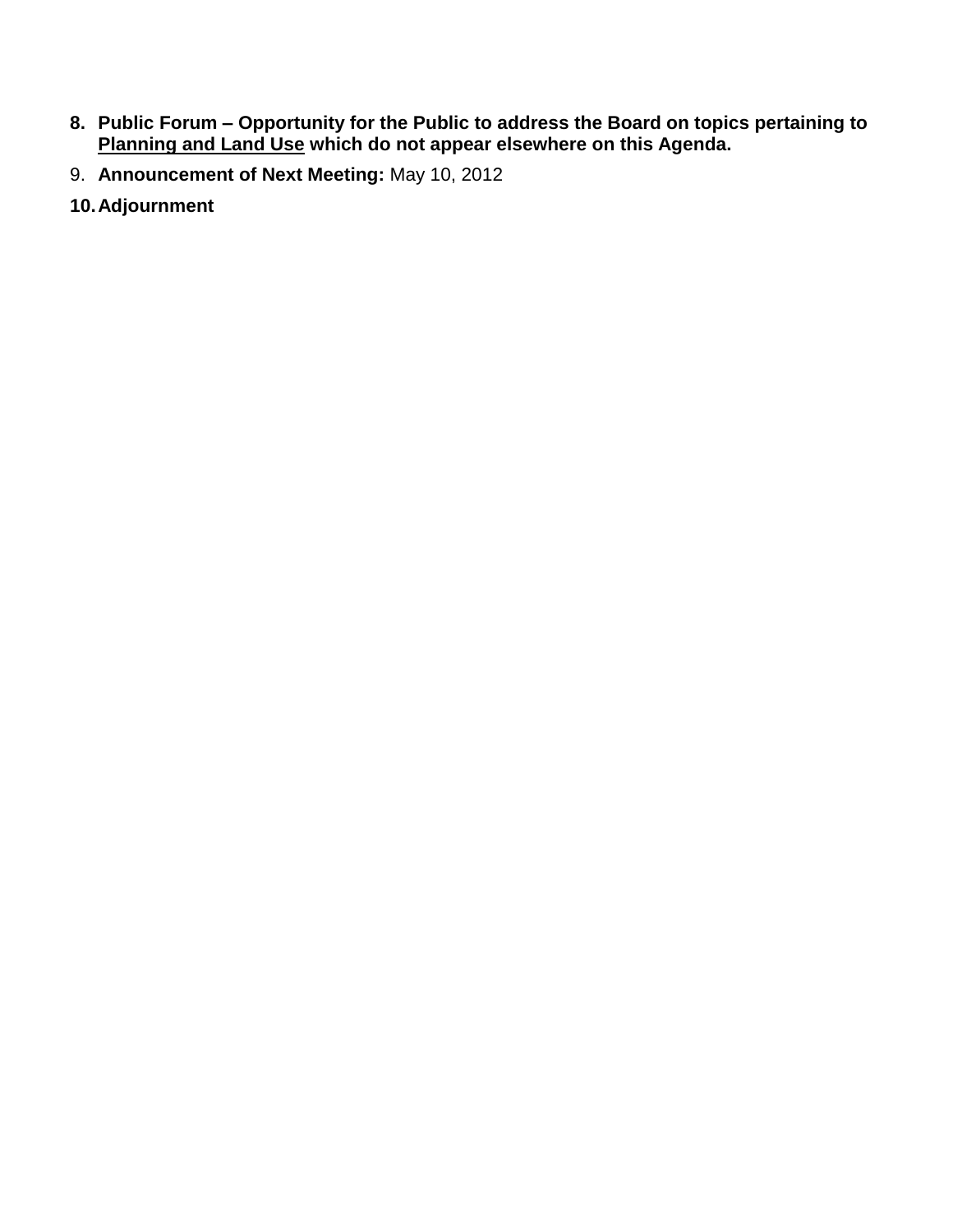8. **Public Forum – Opportunity for the Public to address the Board on topics pertaining to <u>Planning and Land Use</u> which do not appear elsewhere on this Agenda.**
9. **Announcement of Next Meeting:** May 10, 2012
10. **Adjournment**